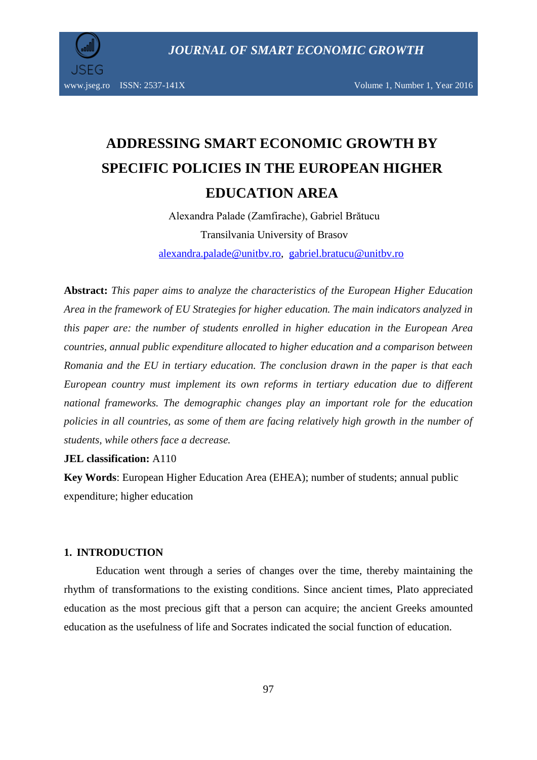# ADDRESSING SMART ECONOMIC GROWTH BY SPECIFIC POLICIES IN THE EUROPEAN HIGHER EDUCATION AREA

Alexandra Palade (Zamfirache), Gabriel Brătucu

Transilvania University of Brasov

alexandra.palade@unitbv.ro, gabriel.bratucu@unitbv.ro

**Abstract:** *This paper aims to analyze the characteristics of the European Higher Education Area in the framework of EU Strategies for higher education. The main indicators analyzed in this paper are: the number of students enrolled in higher education in the European Area countries, annual public expenditure allocated to higher education and a comparison between Romania and the EU in tertiary education. The conclusion drawn in the paper is that each European country must implement its own reforms in tertiary education due to different national frameworks. The demographic changes play an important role for the education policies in all countries, as some of them are facing relatively high growth in the number of students, while others face a decrease.*

**JEL classification:** A110

**Key Words**: European Higher Education Area (EHEA); number of students; annual public expenditure; higher education

## 1. INTRODUCTION

Education went through a series of changes over the time, thereby maintaining the rhythm of transformations to the existing conditions. Since ancient times, Plato appreciated education as the most precious gift that a person can acquire; the ancient Greeks amounted education as the usefulness of life and Socrates indicated the social function of education.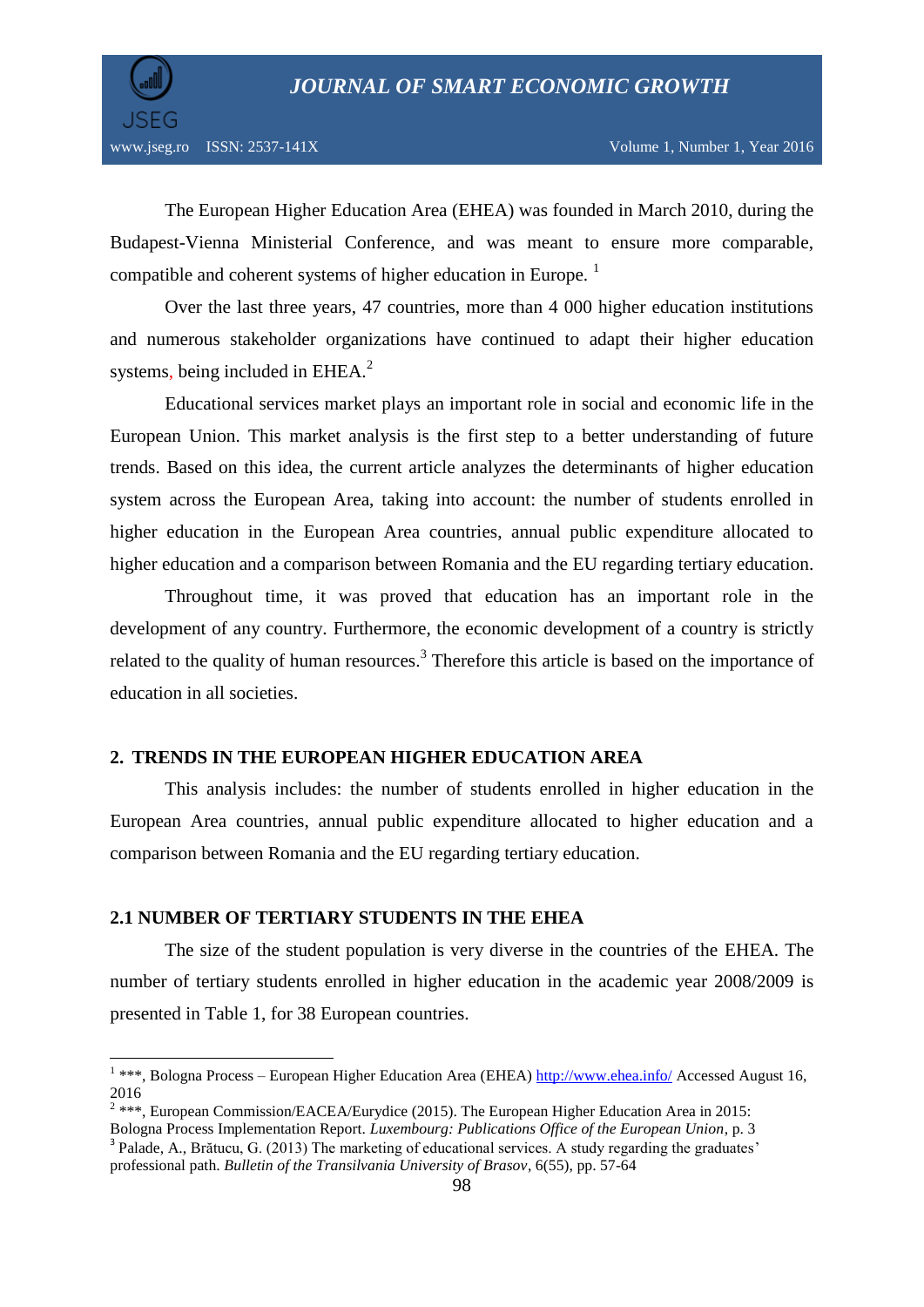The European Higher Education Area (EHEA) was founded in March 2010, during the Budapest-Vienna Ministerial Conference, and was meant to ensure more comparable, compatible and coherent systems of higher education in Europe. [1]

Over the last three years, 47 countries, more than 4 000 higher education institutions and numerous stakeholder organizations have continued to adapt their higher education systems, being included in EHEA.[2]

Educational services market plays an important role in social and economic life in the European Union. This market analysis is the first step to a better understanding of future trends. Based on this idea, the current article analyzes the determinants of higher education system across the European Area, taking into account: the number of students enrolled in higher education in the European Area countries, annual public expenditure allocated to higher education and a comparison between Romania and the EU regarding tertiary education.

Throughout time, it was proved that education has an important role in the development of any country. Furthermore, the economic development of a country is strictly related to the quality of human resources.[3] Therefore this article is based on the importance of education in all societies.

## 2. TRENDS IN THE EUROPEAN HIGHER EDUCATION AREA

This analysis includes: the number of students enrolled in higher education in the European Area countries, annual public expenditure allocated to higher education and a comparison between Romania and the EU regarding tertiary education.

### 2.1 NUMBER OF TERTIARY STUDENTS IN THE EHEA

The size of the student population is very diverse in the countries of the EHEA. The number of tertiary students enrolled in higher education in the academic year 2008/2009 is presented in Table 1, for 38 European countries.

---

[1] \*\*\*, Bologna Process – European Higher Education Area (EHEA) http://www.ehea.info/ Accessed August 16, 2016

[2] \*\*\*, European Commission/EACEA/Eurydice (2015). The European Higher Education Area in 2015: Bologna Process Implementation Report. *Luxembourg: Publications Office of the European Union*, p. 3

[3] Palade, A., Brătucu, G. (2013) The marketing of educational services. A study regarding the graduates' professional path. *Bulletin of the Transilvania University of Brasov*, 6(55), pp. 57-64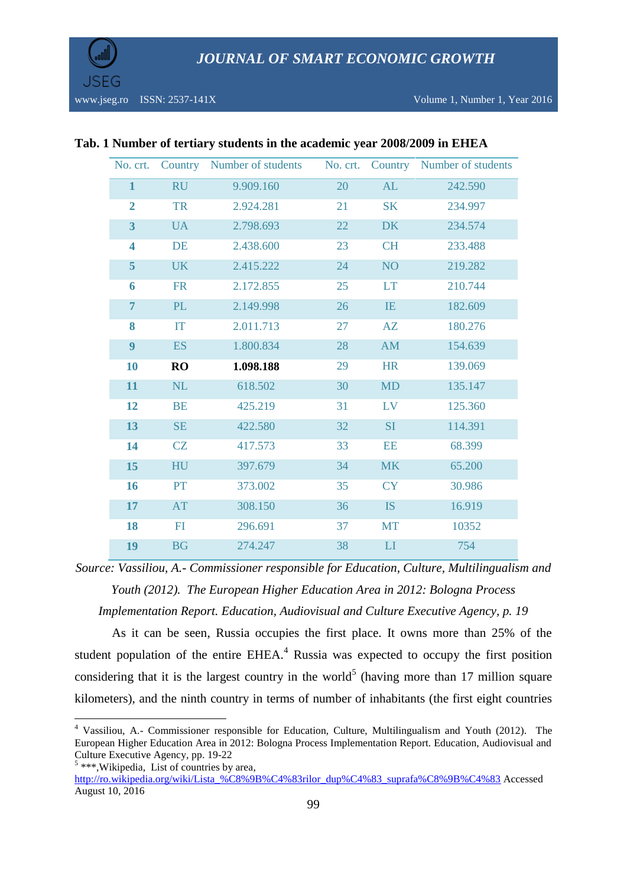**Tab. 1 Number of tertiary students in the academic year 2008/2009 in EHEA**

| No. crt. | Country | Number of students | No. crt. | Country | Number of students |
|---|---|---|---|---|---|
| **1** | RU | 9.909.160 | 20 | AL | 242.590 |
| **2** | TR | 2.924.281 | 21 | SK | 234.997 |
| **3** | UA | 2.798.693 | 22 | DK | 234.574 |
| **4** | DE | 2.438.600 | 23 | CH | 233.488 |
| **5** | UK | 2.415.222 | 24 | NO | 219.282 |
| **6** | FR | 2.172.855 | 25 | LT | 210.744 |
| **7** | PL | 2.149.998 | 26 | IE | 182.609 |
| **8** | IT | 2.011.713 | 27 | AZ | 180.276 |
| **9** | ES | 1.800.834 | 28 | AM | 154.639 |
| **10** | **RO** | **1.098.188** | 29 | HR | 139.069 |
| **11** | NL | 618.502 | 30 | MD | 135.147 |
| **12** | BE | 425.219 | 31 | LV | 125.360 |
| **13** | SE | 422.580 | 32 | SI | 114.391 |
| **14** | CZ | 417.573 | 33 | EE | 68.399 |
| **15** | HU | 397.679 | 34 | MK | 65.200 |
| **16** | PT | 373.002 | 35 | CY | 30.986 |
| **17** | AT | 308.150 | 36 | IS | 16.919 |
| **18** | FI | 296.691 | 37 | MT | 10352 |
| **19** | BG | 274.247 | 38 | LI | 754 |

*Source: Vassiliou, A.- Commissioner responsible for Education, Culture, Multilingualism and Youth (2012). The European Higher Education Area in 2012: Bologna Process Implementation Report. Education, Audiovisual and Culture Executive Agency, p. 19*

As it can be seen, Russia occupies the first place. It owns more than 25% of the student population of the entire EHEA.[4] Russia was expected to occupy the first position considering that it is the largest country in the world[5] (having more than 17 million square kilometers), and the ninth country in terms of number of inhabitants (the first eight countries

---

[4] Vassiliou, A.- Commissioner responsible for Education, Culture, Multilingualism and Youth (2012). The European Higher Education Area in 2012: Bologna Process Implementation Report. Education, Audiovisual and Culture Executive Agency, pp. 19-22

[5] ***,Wikipedia, List of countries by area, http://ro.wikipedia.org/wiki/Lista_%C8%9B%C4%83rilor_dup%C4%83_suprafa%C8%9B%C4%83 Accessed August 10, 2016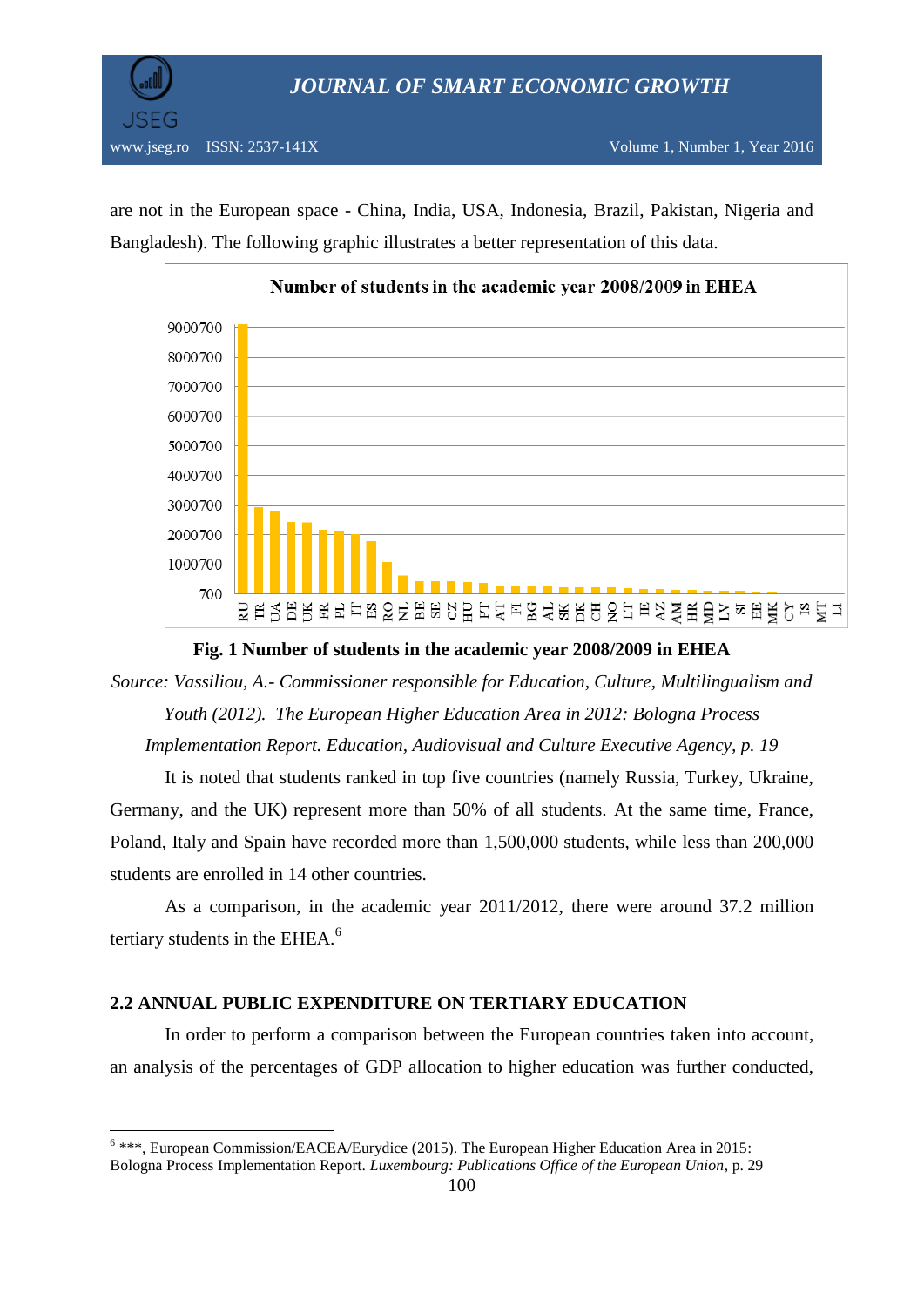are not in the European space - China, India, USA, Indonesia, Brazil, Pakistan, Nigeria and Bangladesh). The following graphic illustrates a better representation of this data.

**Fig. 1 Number of students in the academic year 2008/2009 in EHEA**

*Source: Vassiliou, A.- Commissioner responsible for Education, Culture, Multilingualism and Youth (2012). The European Higher Education Area in 2012: Bologna Process Implementation Report. Education, Audiovisual and Culture Executive Agency, p. 19*

It is noted that students ranked in top five countries (namely Russia, Turkey, Ukraine, Germany, and the UK) represent more than 50% of all students. At the same time, France, Poland, Italy and Spain have recorded more than 1,500,000 students, while less than 200,000 students are enrolled in 14 other countries.

As a comparison, in the academic year 2011/2012, there were around 37.2 million tertiary students in the EHEA.[6]

## 2.2 ANNUAL PUBLIC EXPENDITURE ON TERTIARY EDUCATION

In order to perform a comparison between the European countries taken into account, an analysis of the percentages of GDP allocation to higher education was further conducted,

[6] ***, European Commission/EACEA/Eurydice (2015). The European Higher Education Area in 2015: Bologna Process Implementation Report. *Luxembourg: Publications Office of the European Union*, p. 29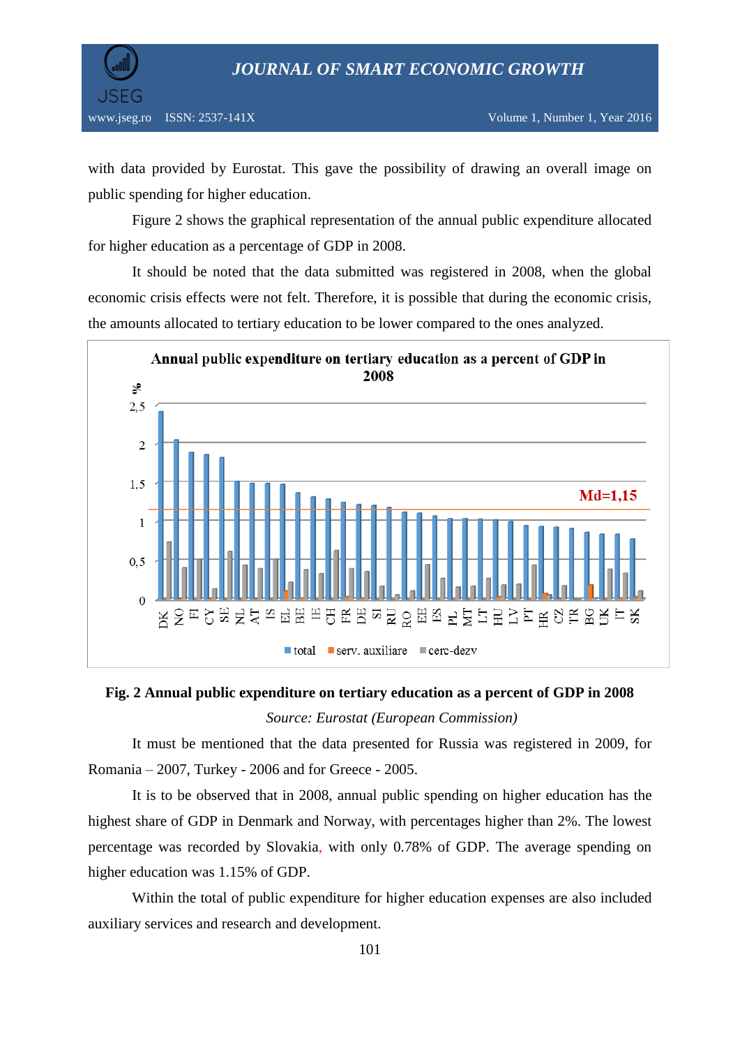with data provided by Eurostat. This gave the possibility of drawing an overall image on public spending for higher education.

Figure 2 shows the graphical representation of the annual public expenditure allocated for higher education as a percentage of GDP in 2008.

It should be noted that the data submitted was registered in 2008, when the global economic crisis effects were not felt. Therefore, it is possible that during the economic crisis, the amounts allocated to tertiary education to be lower compared to the ones analyzed.

**Fig. 2 Annual public expenditure on tertiary education as a percent of GDP in 2008**

*Source: Eurostat (European Commission)*

It must be mentioned that the data presented for Russia was registered in 2009, for Romania – 2007, Turkey - 2006 and for Greece - 2005.

It is to be observed that in 2008, annual public spending on higher education has the highest share of GDP in Denmark and Norway, with percentages higher than 2%. The lowest percentage was recorded by Slovakia, with only 0.78% of GDP. The average spending on higher education was 1.15% of GDP.

Within the total of public expenditure for higher education expenses are also included auxiliary services and research and development.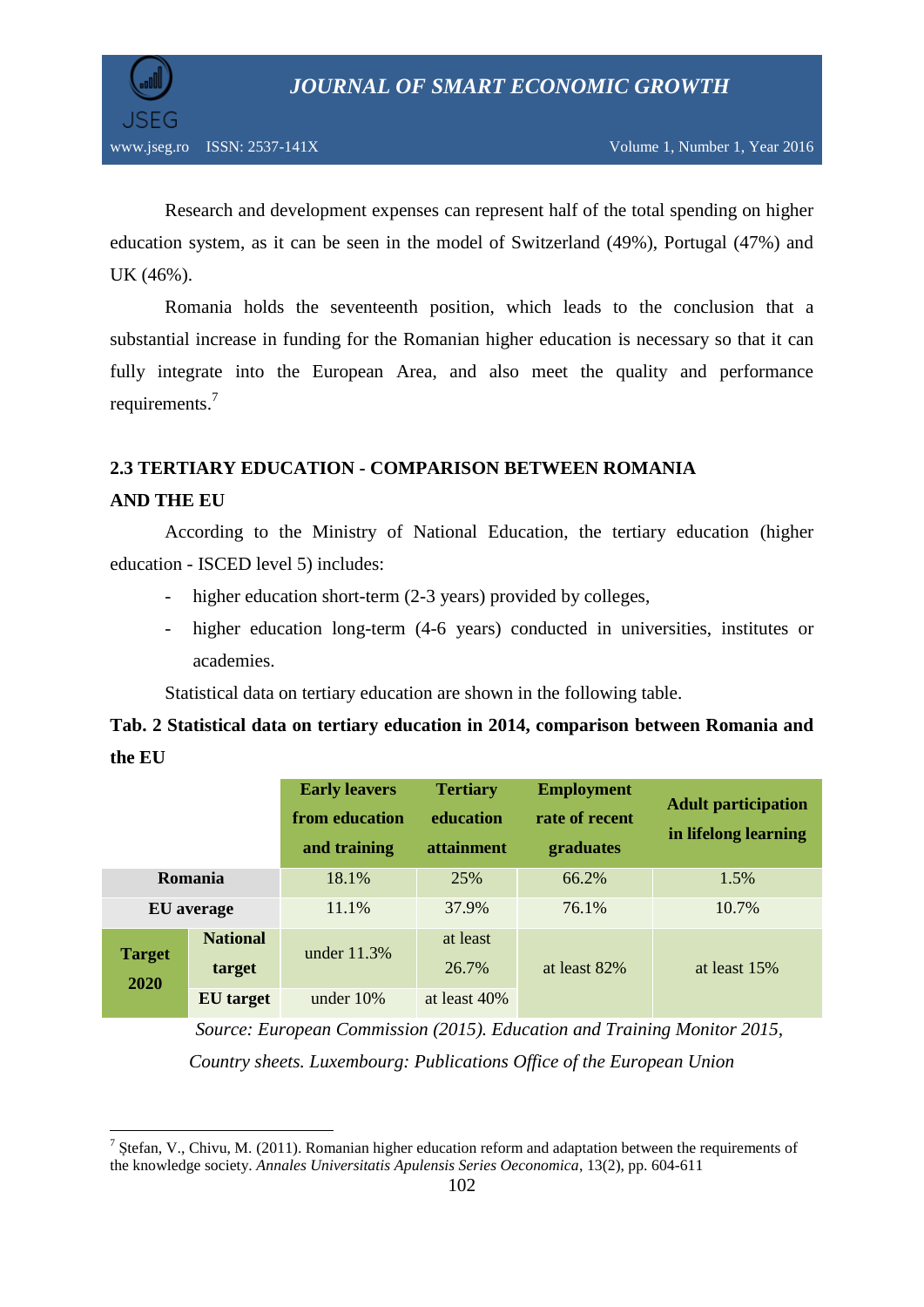Research and development expenses can represent half of the total spending on higher education system, as it can be seen in the model of Switzerland (49%), Portugal (47%) and UK (46%).

Romania holds the seventeenth position, which leads to the conclusion that a substantial increase in funding for the Romanian higher education is necessary so that it can fully integrate into the European Area, and also meet the quality and performance requirements.[7]

## 2.3 TERTIARY EDUCATION - COMPARISON BETWEEN ROMANIA AND THE EU

According to the Ministry of National Education, the tertiary education (higher education - ISCED level 5) includes:

- higher education short-term (2-3 years) provided by colleges,
- higher education long-term (4-6 years) conducted in universities, institutes or academies.

Statistical data on tertiary education are shown in the following table.

**Tab. 2 Statistical data on tertiary education in 2014, comparison between Romania and the EU**

| | | Early leavers from education and training | Tertiary education attainment | Employment rate of recent graduates | Adult participation in lifelong learning |
|---|---|---|---|---|---|
| **Romania** | | 18.1% | 25% | 66.2% | 1.5% |
| **EU average** | | 11.1% | 37.9% | 76.1% | 10.7% |
| **Target 2020** | **National target** | under 11.3% | at least 26.7% | at least 82% | at least 15% |
| | **EU target** | under 10% | at least 40% | | |

*Source: European Commission (2015). Education and Training Monitor 2015, Country sheets. Luxembourg: Publications Office of the European Union*

[7] Ștefan, V., Chivu, M. (2011). Romanian higher education reform and adaptation between the requirements of the knowledge society. *Annales Universitatis Apulensis Series Oeconomica*, 13(2), pp. 604-611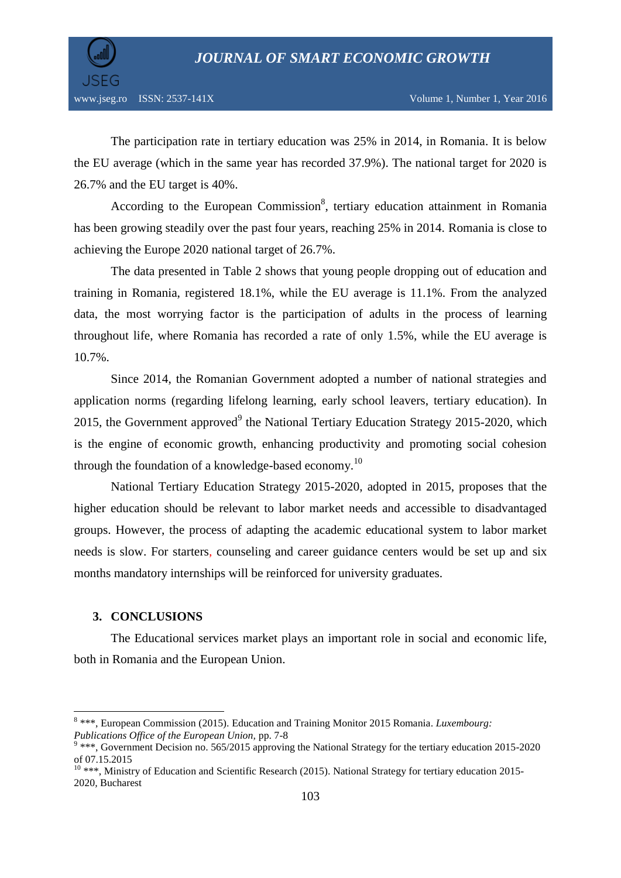The participation rate in tertiary education was 25% in 2014, in Romania. It is below the EU average (which in the same year has recorded 37.9%). The national target for 2020 is 26.7% and the EU target is 40%.

According to the European Commission[8], tertiary education attainment in Romania has been growing steadily over the past four years, reaching 25% in 2014. Romania is close to achieving the Europe 2020 national target of 26.7%.

The data presented in Table 2 shows that young people dropping out of education and training in Romania, registered 18.1%, while the EU average is 11.1%. From the analyzed data, the most worrying factor is the participation of adults in the process of learning throughout life, where Romania has recorded a rate of only 1.5%, while the EU average is 10.7%.

Since 2014, the Romanian Government adopted a number of national strategies and application norms (regarding lifelong learning, early school leavers, tertiary education). In 2015, the Government approved[9] the National Tertiary Education Strategy 2015-2020, which is the engine of economic growth, enhancing productivity and promoting social cohesion through the foundation of a knowledge-based economy.[10]

National Tertiary Education Strategy 2015-2020, adopted in 2015, proposes that the higher education should be relevant to labor market needs and accessible to disadvantaged groups. However, the process of adapting the academic educational system to labor market needs is slow. For starters, counseling and career guidance centers would be set up and six months mandatory internships will be reinforced for university graduates.

## 3. CONCLUSIONS

The Educational services market plays an important role in social and economic life, both in Romania and the European Union.

---

[8] \*\*\*, European Commission (2015). Education and Training Monitor 2015 Romania. *Luxembourg: Publications Office of the European Union*, pp. 7-8

[9] \*\*\*, Government Decision no. 565/2015 approving the National Strategy for the tertiary education 2015-2020 of 07.15.2015

[10] \*\*\*, Ministry of Education and Scientific Research (2015). National Strategy for tertiary education 2015-2020, Bucharest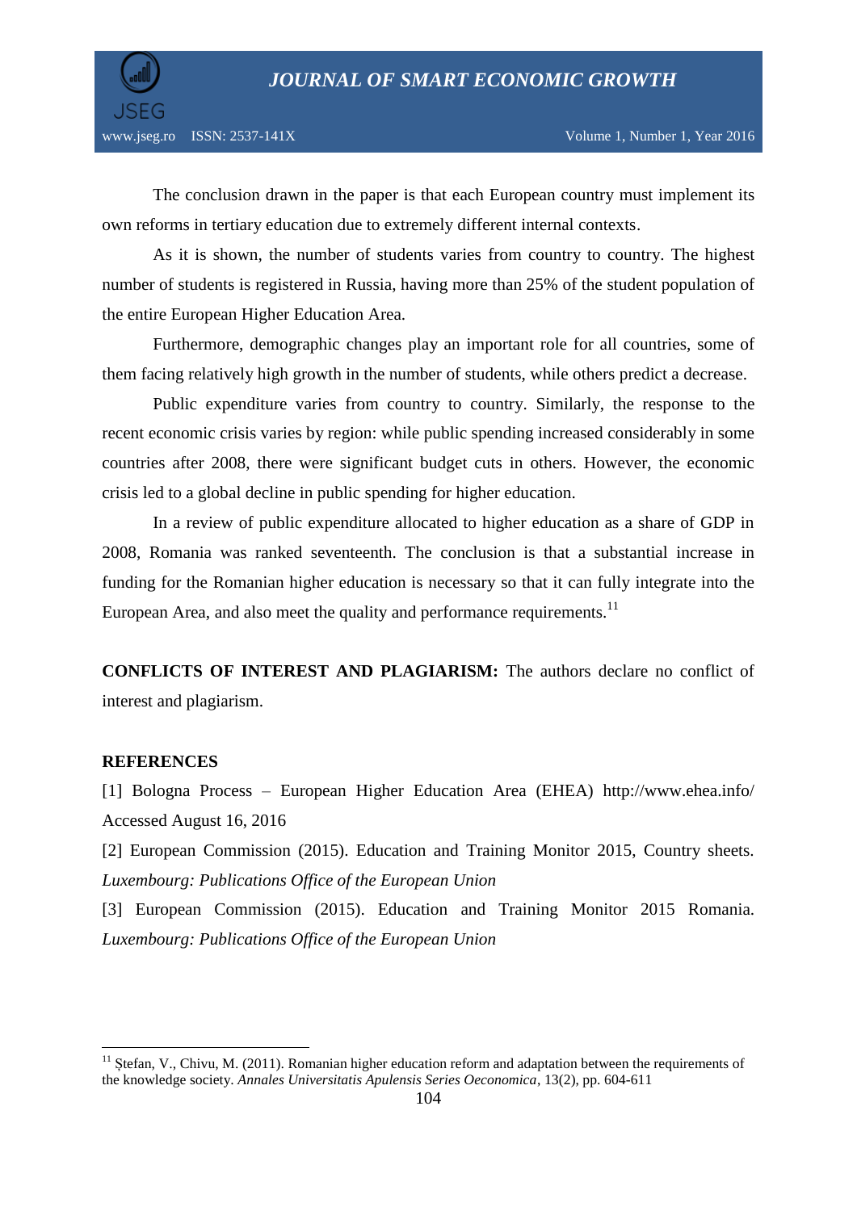The conclusion drawn in the paper is that each European country must implement its own reforms in tertiary education due to extremely different internal contexts.

As it is shown, the number of students varies from country to country. The highest number of students is registered in Russia, having more than 25% of the student population of the entire European Higher Education Area.

Furthermore, demographic changes play an important role for all countries, some of them facing relatively high growth in the number of students, while others predict a decrease.

Public expenditure varies from country to country. Similarly, the response to the recent economic crisis varies by region: while public spending increased considerably in some countries after 2008, there were significant budget cuts in others. However, the economic crisis led to a global decline in public spending for higher education.

In a review of public expenditure allocated to higher education as a share of GDP in 2008, Romania was ranked seventeenth. The conclusion is that a substantial increase in funding for the Romanian higher education is necessary so that it can fully integrate into the European Area, and also meet the quality and performance requirements.[11]

**CONFLICTS OF INTEREST AND PLAGIARISM:** The authors declare no conflict of interest and plagiarism.

## REFERENCES

[1] Bologna Process – European Higher Education Area (EHEA) http://www.ehea.info/ Accessed August 16, 2016

[2] European Commission (2015). Education and Training Monitor 2015, Country sheets. *Luxembourg: Publications Office of the European Union*

[3] European Commission (2015). Education and Training Monitor 2015 Romania. *Luxembourg: Publications Office of the European Union*

---

[11] Ștefan, V., Chivu, M. (2011). Romanian higher education reform and adaptation between the requirements of the knowledge society. *Annales Universitatis Apulensis Series Oeconomica*, 13(2), pp. 604-611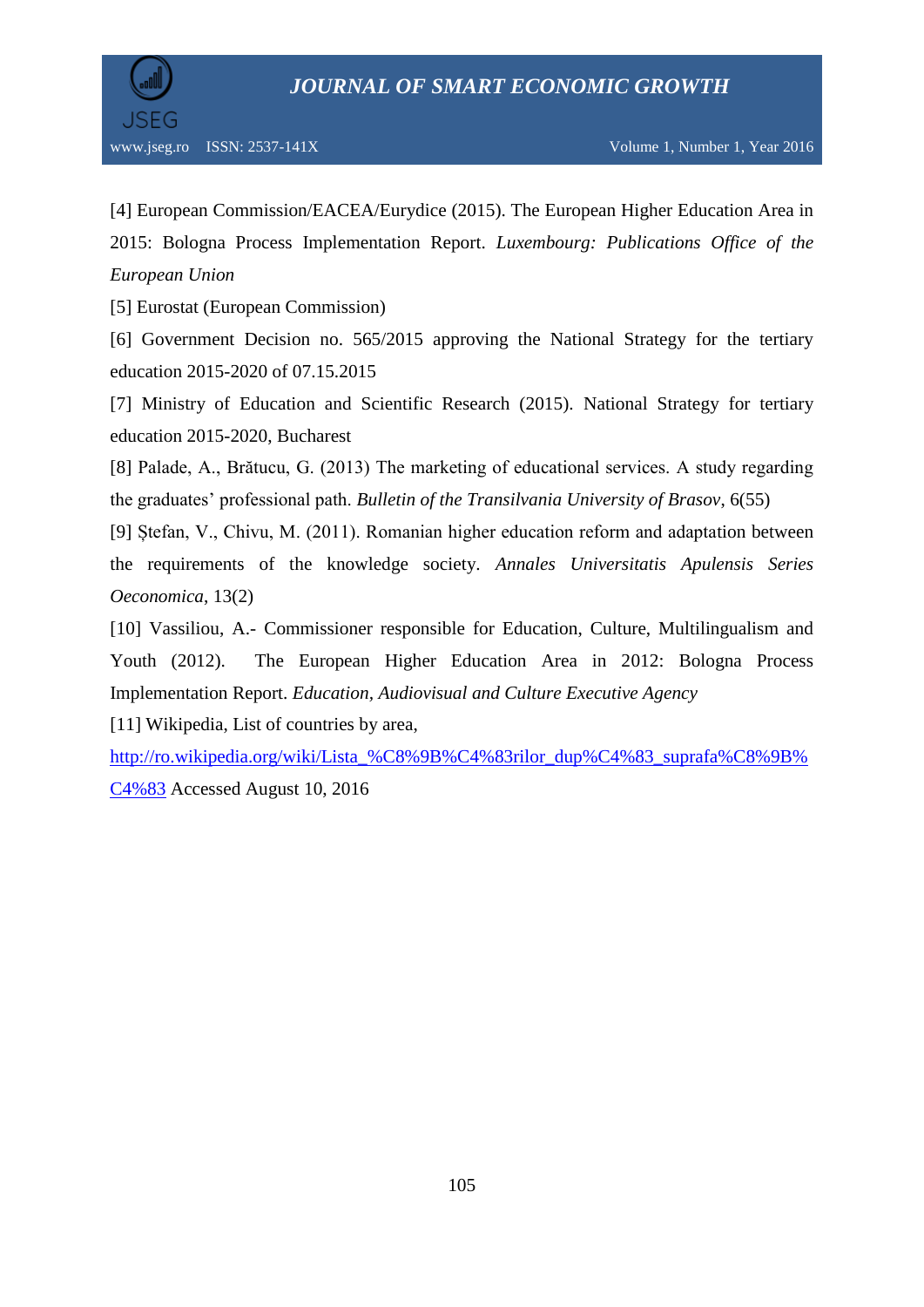[4] European Commission/EACEA/Eurydice (2015). The European Higher Education Area in 2015: Bologna Process Implementation Report. *Luxembourg: Publications Office of the European Union*

[5] Eurostat (European Commission)

[6] Government Decision no. 565/2015 approving the National Strategy for the tertiary education 2015-2020 of 07.15.2015

[7] Ministry of Education and Scientific Research (2015). National Strategy for tertiary education 2015-2020, Bucharest

[8] Palade, A., Brătucu, G. (2013) The marketing of educational services. A study regarding the graduates' professional path. *Bulletin of the Transilvania University of Brasov*, 6(55)

[9] Ștefan, V., Chivu, M. (2011). Romanian higher education reform and adaptation between the requirements of the knowledge society. *Annales Universitatis Apulensis Series Oeconomica*, 13(2)

[10] Vassiliou, A.- Commissioner responsible for Education, Culture, Multilingualism and Youth (2012). The European Higher Education Area in 2012: Bologna Process Implementation Report. *Education, Audiovisual and Culture Executive Agency*

[11] Wikipedia, List of countries by area, http://ro.wikipedia.org/wiki/Lista_%C8%9B%C4%83rilor_dup%C4%83_suprafa%C8%9B%C4%83 Accessed August 10, 2016